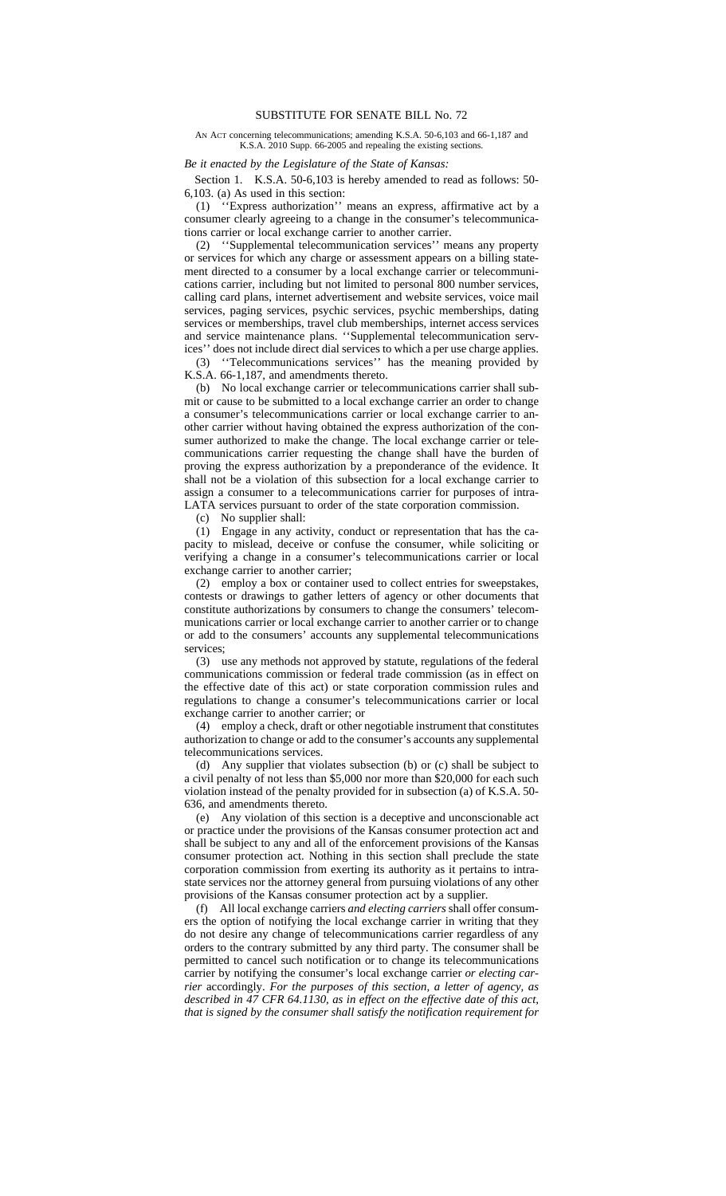# SUBSTITUTE FOR SENATE BILL No. 72

AN ACT concerning telecommunications; amending K.S.A. 50-6,103 and 66-1,187 and K.S.A. 2010 Supp. 66-2005 and repealing the existing sections.

*Be it enacted by the Legislature of the State of Kansas:*

Section 1. K.S.A. 50-6,103 is hereby amended to read as follows: 50-6,103. (a) As used in this section:

(1) ''Express authorization'' means an express, affirmative act by a consumer clearly agreeing to a change in the consumer's telecommunications carrier or local exchange carrier to another carrier.

(2) ''Supplemental telecommunication services'' means any property or services for which any charge or assessment appears on a billing statement directed to a consumer by a local exchange carrier or telecommunications carrier, including but not limited to personal 800 number services, calling card plans, internet advertisement and website services, voice mail services, paging services, psychic services, psychic memberships, dating services or memberships, travel club memberships, internet access services and service maintenance plans. ''Supplemental telecommunication services'' does not include direct dial services to which a per use charge applies.

(3) ''Telecommunications services'' has the meaning provided by K.S.A. 66-1,187, and amendments thereto.

(b) No local exchange carrier or telecommunications carrier shall submit or cause to be submitted to a local exchange carrier an order to change a consumer's telecommunications carrier or local exchange carrier to another carrier without having obtained the express authorization of the consumer authorized to make the change. The local exchange carrier or telecommunications carrier requesting the change shall have the burden of proving the express authorization by a preponderance of the evidence. It shall not be a violation of this subsection for a local exchange carrier to assign a consumer to a telecommunications carrier for purposes of intra-LATA services pursuant to order of the state corporation commission.

(c) No supplier shall:

(1) Engage in any activity, conduct or representation that has the capacity to mislead, deceive or confuse the consumer, while soliciting or verifying a change in a consumer's telecommunications carrier or local exchange carrier to another carrier;

(2) employ a box or container used to collect entries for sweepstakes, contests or drawings to gather letters of agency or other documents that constitute authorizations by consumers to change the consumers' telecommunications carrier or local exchange carrier to another carrier or to change or add to the consumers' accounts any supplemental telecommunications services;

(3) use any methods not approved by statute, regulations of the federal communications commission or federal trade commission (as in effect on the effective date of this act) or state corporation commission rules and regulations to change a consumer's telecommunications carrier or local exchange carrier to another carrier; or

(4) employ a check, draft or other negotiable instrument that constitutes authorization to change or add to the consumer's accounts any supplemental telecommunications services.

(d) Any supplier that violates subsection (b) or (c) shall be subject to a civil penalty of not less than $5,000 nor more than $20,000 for each such violation instead of the penalty provided for in subsection (a) of K.S.A. 50-636, and amendments thereto.

(e) Any violation of this section is a deceptive and unconscionable act or practice under the provisions of the Kansas consumer protection act and shall be subject to any and all of the enforcement provisions of the Kansas consumer protection act. Nothing in this section shall preclude the state corporation commission from exerting its authority as it pertains to intrastate services nor the attorney general from pursuing violations of any other provisions of the Kansas consumer protection act by a supplier.

(f) All local exchange carriers *and electing carriers* shall offer consumers the option of notifying the local exchange carrier in writing that they do not desire any change of telecommunications carrier regardless of any orders to the contrary submitted by any third party. The consumer shall be permitted to cancel such notification or to change its telecommunications carrier by notifying the consumer's local exchange carrier *or electing carrier* accordingly. *For the purposes of this section, a letter of agency, as described in 47 CFR 64.1130, as in effect on the effective date of this act, that is signed by the consumer shall satisfy the notification requirement for*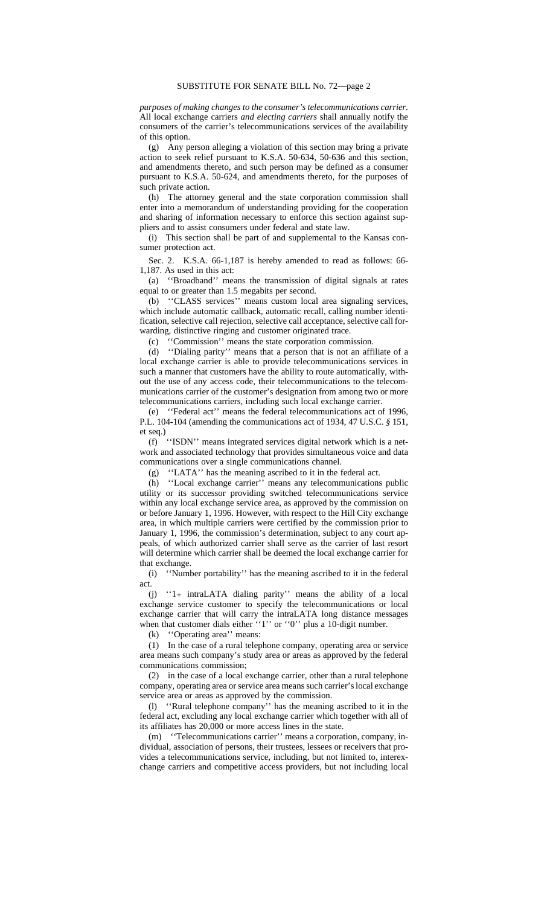*purposes of making changes to the consumer's telecommunications carrier.* All local exchange carriers *and electing carriers* shall annually notify the consumers of the carrier's telecommunications services of the availability of this option.

(g) Any person alleging a violation of this section may bring a private action to seek relief pursuant to K.S.A. 50-634, 50-636 and this section, and amendments thereto, and such person may be defined as a consumer pursuant to K.S.A. 50-624, and amendments thereto, for the purposes of such private action.

(h) The attorney general and the state corporation commission shall enter into a memorandum of understanding providing for the cooperation and sharing of information necessary to enforce this section against suppliers and to assist consumers under federal and state law.

(i) This section shall be part of and supplemental to the Kansas consumer protection act.

Sec. 2. K.S.A. 66-1,187 is hereby amended to read as follows: 66-1,187. As used in this act:

(a) ''Broadband'' means the transmission of digital signals at rates equal to or greater than 1.5 megabits per second.

(b) ''CLASS services'' means custom local area signaling services, which include automatic callback, automatic recall, calling number identification, selective call rejection, selective call acceptance, selective call forwarding, distinctive ringing and customer originated trace.

(c) ''Commission'' means the state corporation commission.

(d) ''Dialing parity'' means that a person that is not an affiliate of a local exchange carrier is able to provide telecommunications services in such a manner that customers have the ability to route automatically, without the use of any access code, their telecommunications to the telecommunications carrier of the customer's designation from among two or more telecommunications carriers, including such local exchange carrier.

(e) ''Federal act'' means the federal telecommunications act of 1996, P.L. 104-104 (amending the communications act of 1934, 47 U.S.C. § 151, et seq.)

(f) ''ISDN'' means integrated services digital network which is a network and associated technology that provides simultaneous voice and data communications over a single communications channel.

(g) ''LATA'' has the meaning ascribed to it in the federal act.

(h) ''Local exchange carrier'' means any telecommunications public utility or its successor providing switched telecommunications service within any local exchange service area, as approved by the commission on or before January 1, 1996. However, with respect to the Hill City exchange area, in which multiple carriers were certified by the commission prior to January 1, 1996, the commission's determination, subject to any court appeals, of which authorized carrier shall serve as the carrier of last resort will determine which carrier shall be deemed the local exchange carrier for that exchange.

(i) ''Number portability'' has the meaning ascribed to it in the federal act.

(j) ''1+ intraLATA dialing parity'' means the ability of a local exchange service customer to specify the telecommunications or local exchange carrier that will carry the intraLATA long distance messages when that customer dials either ''1'' or ''0'' plus a 10-digit number.

(k) ''Operating area'' means:

(1) In the case of a rural telephone company, operating area or service area means such company's study area or areas as approved by the federal communications commission;

(2) in the case of a local exchange carrier, other than a rural telephone company, operating area or service area means such carrier's local exchange service area or areas as approved by the commission.

(l) ''Rural telephone company'' has the meaning ascribed to it in the federal act, excluding any local exchange carrier which together with all of its affiliates has 20,000 or more access lines in the state.

(m) ''Telecommunications carrier'' means a corporation, company, individual, association of persons, their trustees, lessees or receivers that provides a telecommunications service, including, but not limited to, interexchange carriers and competitive access providers, but not including local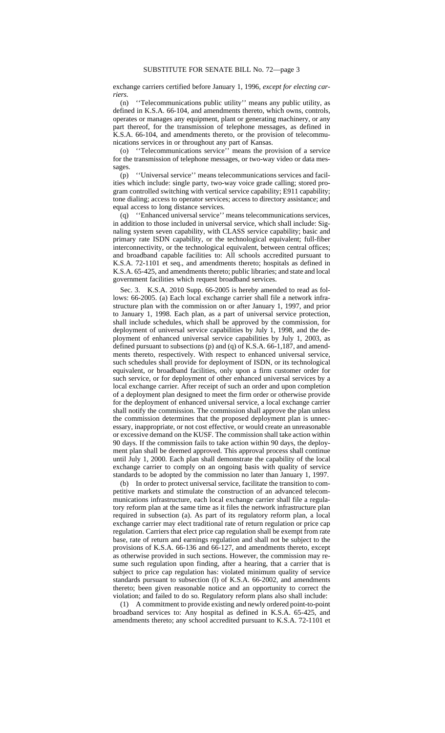exchange carriers certified before January 1, 1996, *except for electing carriers*.

(n) ''Telecommunications public utility'' means any public utility, as defined in K.S.A. 66-104, and amendments thereto, which owns, controls, operates or manages any equipment, plant or generating machinery, or any part thereof, for the transmission of telephone messages, as defined in K.S.A. 66-104, and amendments thereto, or the provision of telecommunications services in or throughout any part of Kansas.

(o) ''Telecommunications service'' means the provision of a service for the transmission of telephone messages, or two-way video or data messages.

(p) ''Universal service'' means telecommunications services and facilities which include: single party, two-way voice grade calling; stored program controlled switching with vertical service capability; E911 capability; tone dialing; access to operator services; access to directory assistance; and equal access to long distance services.

(q) ''Enhanced universal service'' means telecommunications services, in addition to those included in universal service, which shall include: Signaling system seven capability, with CLASS service capability; basic and primary rate ISDN capability, or the technological equivalent; full-fiber interconnectivity, or the technological equivalent, between central offices; and broadband capable facilities to: All schools accredited pursuant to K.S.A. 72-1101 et seq., and amendments thereto; hospitals as defined in K.S.A. 65-425, and amendments thereto; public libraries; and state and local government facilities which request broadband services.

Sec. 3. K.S.A. 2010 Supp. 66-2005 is hereby amended to read as follows: 66-2005. (a) Each local exchange carrier shall file a network infrastructure plan with the commission on or after January 1, 1997, and prior to January 1, 1998. Each plan, as a part of universal service protection, shall include schedules, which shall be approved by the commission, for deployment of universal service capabilities by July 1, 1998, and the deployment of enhanced universal service capabilities by July 1, 2003, as defined pursuant to subsections (p) and (q) of K.S.A. 66-1,187, and amendments thereto, respectively. With respect to enhanced universal service, such schedules shall provide for deployment of ISDN, or its technological equivalent, or broadband facilities, only upon a firm customer order for such service, or for deployment of other enhanced universal services by a local exchange carrier. After receipt of such an order and upon completion of a deployment plan designed to meet the firm order or otherwise provide for the deployment of enhanced universal service, a local exchange carrier shall notify the commission. The commission shall approve the plan unless the commission determines that the proposed deployment plan is unnecessary, inappropriate, or not cost effective, or would create an unreasonable or excessive demand on the KUSF. The commission shall take action within 90 days. If the commission fails to take action within 90 days, the deployment plan shall be deemed approved. This approval process shall continue until July 1, 2000. Each plan shall demonstrate the capability of the local exchange carrier to comply on an ongoing basis with quality of service standards to be adopted by the commission no later than January 1, 1997.

(b) In order to protect universal service, facilitate the transition to competitive markets and stimulate the construction of an advanced telecommunications infrastructure, each local exchange carrier shall file a regulatory reform plan at the same time as it files the network infrastructure plan required in subsection (a). As part of its regulatory reform plan, a local exchange carrier may elect traditional rate of return regulation or price cap regulation. Carriers that elect price cap regulation shall be exempt from rate base, rate of return and earnings regulation and shall not be subject to the provisions of K.S.A. 66-136 and 66-127, and amendments thereto, except as otherwise provided in such sections. However, the commission may resume such regulation upon finding, after a hearing, that a carrier that is subject to price cap regulation has: violated minimum quality of service standards pursuant to subsection (l) of K.S.A. 66-2002, and amendments thereto; been given reasonable notice and an opportunity to correct the violation; and failed to do so. Regulatory reform plans also shall include:

(1) A commitment to provide existing and newly ordered point-to-point broadband services to: Any hospital as defined in K.S.A. 65-425, and amendments thereto; any school accredited pursuant to K.S.A. 72-1101 et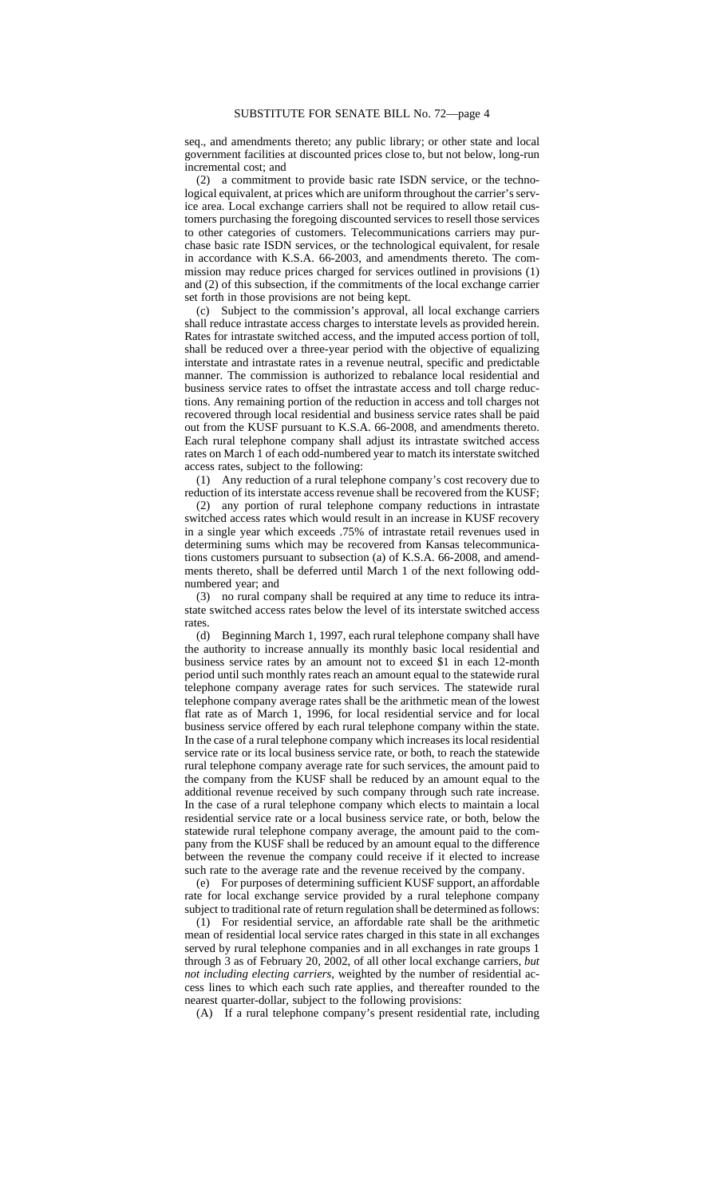seq., and amendments thereto; any public library; or other state and local government facilities at discounted prices close to, but not below, long-run incremental cost; and

(2) a commitment to provide basic rate ISDN service, or the technological equivalent, at prices which are uniform throughout the carrier's service area. Local exchange carriers shall not be required to allow retail customers purchasing the foregoing discounted services to resell those services to other categories of customers. Telecommunications carriers may purchase basic rate ISDN services, or the technological equivalent, for resale in accordance with K.S.A. 66-2003, and amendments thereto. The commission may reduce prices charged for services outlined in provisions (1) and (2) of this subsection, if the commitments of the local exchange carrier set forth in those provisions are not being kept.

(c) Subject to the commission's approval, all local exchange carriers shall reduce intrastate access charges to interstate levels as provided herein. Rates for intrastate switched access, and the imputed access portion of toll, shall be reduced over a three-year period with the objective of equalizing interstate and intrastate rates in a revenue neutral, specific and predictable manner. The commission is authorized to rebalance local residential and business service rates to offset the intrastate access and toll charge reductions. Any remaining portion of the reduction in access and toll charges not recovered through local residential and business service rates shall be paid out from the KUSF pursuant to K.S.A. 66-2008, and amendments thereto. Each rural telephone company shall adjust its intrastate switched access rates on March 1 of each odd-numbered year to match its interstate switched access rates, subject to the following:

(1) Any reduction of a rural telephone company's cost recovery due to reduction of its interstate access revenue shall be recovered from the KUSF;

(2) any portion of rural telephone company reductions in intrastate switched access rates which would result in an increase in KUSF recovery in a single year which exceeds .75% of intrastate retail revenues used in determining sums which may be recovered from Kansas telecommunications customers pursuant to subsection (a) of K.S.A. 66-2008, and amendments thereto, shall be deferred until March 1 of the next following odd-numbered year; and

(3) no rural company shall be required at any time to reduce its intrastate switched access rates below the level of its interstate switched access rates.

(d) Beginning March 1, 1997, each rural telephone company shall have the authority to increase annually its monthly basic local residential and business service rates by an amount not to exceed $1 in each 12-month period until such monthly rates reach an amount equal to the statewide rural telephone company average rates for such services. The statewide rural telephone company average rates shall be the arithmetic mean of the lowest flat rate as of March 1, 1996, for local residential service and for local business service offered by each rural telephone company within the state. In the case of a rural telephone company which increases its local residential service rate or its local business service rate, or both, to reach the statewide rural telephone company average rate for such services, the amount paid to the company from the KUSF shall be reduced by an amount equal to the additional revenue received by such company through such rate increase. In the case of a rural telephone company which elects to maintain a local residential service rate or a local business service rate, or both, below the statewide rural telephone company average, the amount paid to the company from the KUSF shall be reduced by an amount equal to the difference between the revenue the company could receive if it elected to increase such rate to the average rate and the revenue received by the company.

(e) For purposes of determining sufficient KUSF support, an affordable rate for local exchange service provided by a rural telephone company subject to traditional rate of return regulation shall be determined as follows:

(1) For residential service, an affordable rate shall be the arithmetic mean of residential local service rates charged in this state in all exchanges served by rural telephone companies and in all exchanges in rate groups 1 through 3 as of February 20, 2002, of all other local exchange carriers, *but not including electing carriers*, weighted by the number of residential access lines to which each such rate applies, and thereafter rounded to the nearest quarter-dollar, subject to the following provisions:

(A) If a rural telephone company's present residential rate, including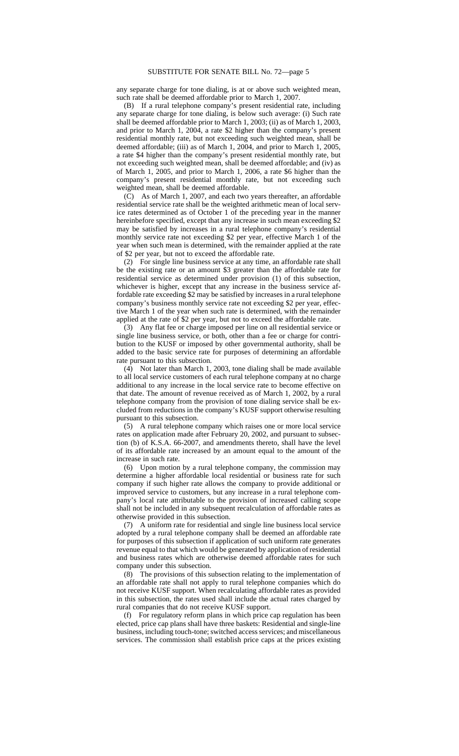any separate charge for tone dialing, is at or above such weighted mean, such rate shall be deemed affordable prior to March 1, 2007.

(B) If a rural telephone company's present residential rate, including any separate charge for tone dialing, is below such average: (i) Such rate shall be deemed affordable prior to March 1, 2003; (ii) as of March 1, 2003, and prior to March 1, 2004, a rate $2 higher than the company's present residential monthly rate, but not exceeding such weighted mean, shall be deemed affordable; (iii) as of March 1, 2004, and prior to March 1, 2005, a rate $4 higher than the company's present residential monthly rate, but not exceeding such weighted mean, shall be deemed affordable; and (iv) as of March 1, 2005, and prior to March 1, 2006, a rate $6 higher than the company's present residential monthly rate, but not exceeding such weighted mean, shall be deemed affordable.

(C) As of March 1, 2007, and each two years thereafter, an affordable residential service rate shall be the weighted arithmetic mean of local service rates determined as of October 1 of the preceding year in the manner hereinbefore specified, except that any increase in such mean exceeding $2 may be satisfied by increases in a rural telephone company's residential monthly service rate not exceeding $2 per year, effective March 1 of the year when such mean is determined, with the remainder applied at the rate of $2 per year, but not to exceed the affordable rate.

(2) For single line business service at any time, an affordable rate shall be the existing rate or an amount $3 greater than the affordable rate for residential service as determined under provision (1) of this subsection, whichever is higher, except that any increase in the business service affordable rate exceeding $2 may be satisfied by increases in a rural telephone company's business monthly service rate not exceeding $2 per year, effective March 1 of the year when such rate is determined, with the remainder applied at the rate of $2 per year, but not to exceed the affordable rate.

(3) Any flat fee or charge imposed per line on all residential service or single line business service, or both, other than a fee or charge for contribution to the KUSF or imposed by other governmental authority, shall be added to the basic service rate for purposes of determining an affordable rate pursuant to this subsection.

(4) Not later than March 1, 2003, tone dialing shall be made available to all local service customers of each rural telephone company at no charge additional to any increase in the local service rate to become effective on that date. The amount of revenue received as of March 1, 2002, by a rural telephone company from the provision of tone dialing service shall be excluded from reductions in the company's KUSF support otherwise resulting pursuant to this subsection.

(5) A rural telephone company which raises one or more local service rates on application made after February 20, 2002, and pursuant to subsection (b) of K.S.A. 66-2007, and amendments thereto, shall have the level of its affordable rate increased by an amount equal to the amount of the increase in such rate.

(6) Upon motion by a rural telephone company, the commission may determine a higher affordable local residential or business rate for such company if such higher rate allows the company to provide additional or improved service to customers, but any increase in a rural telephone company's local rate attributable to the provision of increased calling scope shall not be included in any subsequent recalculation of affordable rates as otherwise provided in this subsection.

(7) A uniform rate for residential and single line business local service adopted by a rural telephone company shall be deemed an affordable rate for purposes of this subsection if application of such uniform rate generates revenue equal to that which would be generated by application of residential and business rates which are otherwise deemed affordable rates for such company under this subsection.

(8) The provisions of this subsection relating to the implementation of an affordable rate shall not apply to rural telephone companies which do not receive KUSF support. When recalculating affordable rates as provided in this subsection, the rates used shall include the actual rates charged by rural companies that do not receive KUSF support.

(f) For regulatory reform plans in which price cap regulation has been elected, price cap plans shall have three baskets: Residential and single-line business, including touch-tone; switched access services; and miscellaneous services. The commission shall establish price caps at the prices existing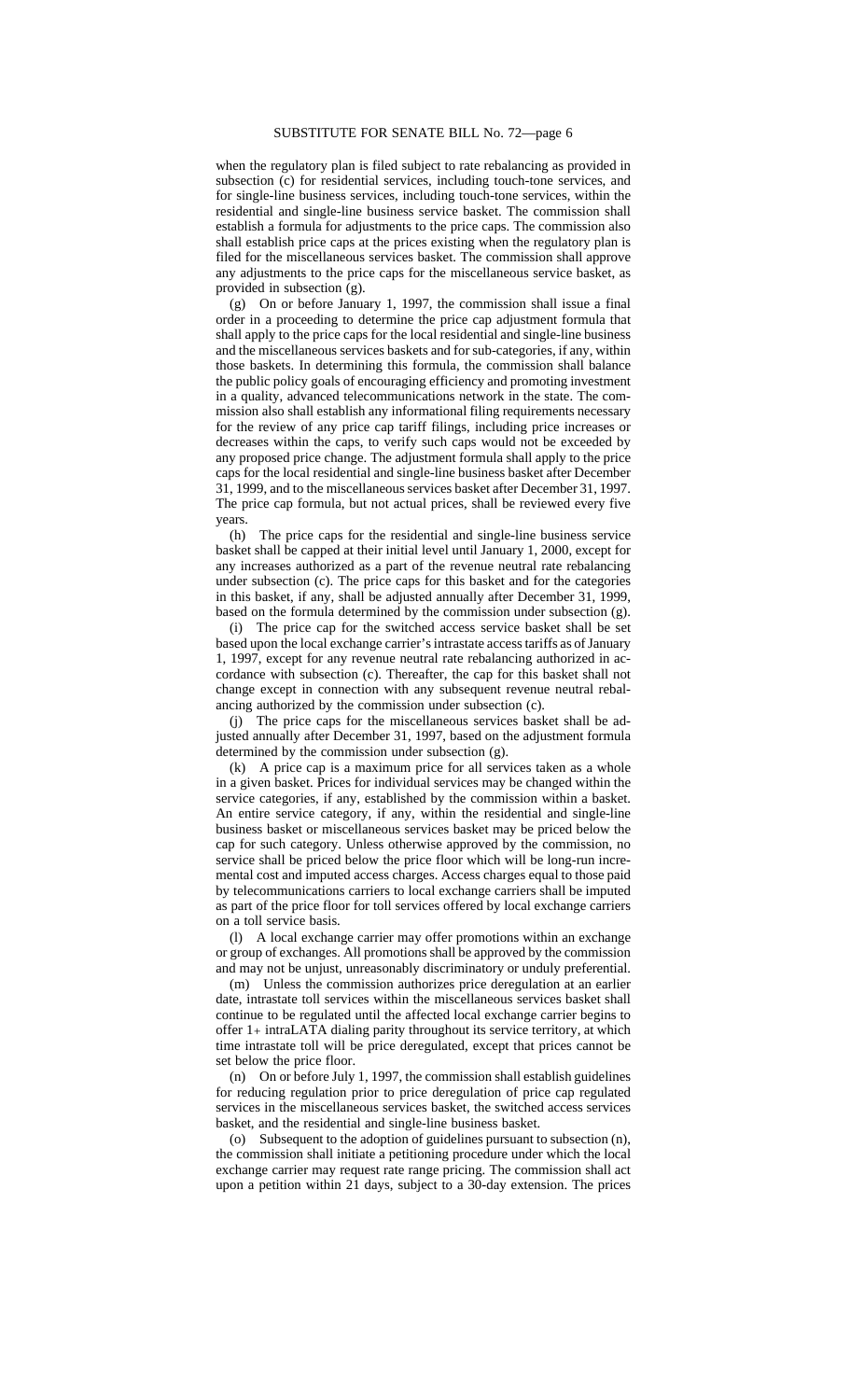when the regulatory plan is filed subject to rate rebalancing as provided in subsection (c) for residential services, including touch-tone services, and for single-line business services, including touch-tone services, within the residential and single-line business service basket. The commission shall establish a formula for adjustments to the price caps. The commission also shall establish price caps at the prices existing when the regulatory plan is filed for the miscellaneous services basket. The commission shall approve any adjustments to the price caps for the miscellaneous service basket, as provided in subsection (g).

(g) On or before January 1, 1997, the commission shall issue a final order in a proceeding to determine the price cap adjustment formula that shall apply to the price caps for the local residential and single-line business and the miscellaneous services baskets and for sub-categories, if any, within those baskets. In determining this formula, the commission shall balance the public policy goals of encouraging efficiency and promoting investment in a quality, advanced telecommunications network in the state. The commission also shall establish any informational filing requirements necessary for the review of any price cap tariff filings, including price increases or decreases within the caps, to verify such caps would not be exceeded by any proposed price change. The adjustment formula shall apply to the price caps for the local residential and single-line business basket after December 31, 1999, and to the miscellaneous services basket after December 31, 1997. The price cap formula, but not actual prices, shall be reviewed every five years.

(h) The price caps for the residential and single-line business service basket shall be capped at their initial level until January 1, 2000, except for any increases authorized as a part of the revenue neutral rate rebalancing under subsection (c). The price caps for this basket and for the categories in this basket, if any, shall be adjusted annually after December 31, 1999, based on the formula determined by the commission under subsection (g).

(i) The price cap for the switched access service basket shall be set based upon the local exchange carrier's intrastate access tariffs as of January 1, 1997, except for any revenue neutral rate rebalancing authorized in accordance with subsection (c). Thereafter, the cap for this basket shall not change except in connection with any subsequent revenue neutral rebalancing authorized by the commission under subsection (c).

(j) The price caps for the miscellaneous services basket shall be adjusted annually after December 31, 1997, based on the adjustment formula determined by the commission under subsection (g).

(k) A price cap is a maximum price for all services taken as a whole in a given basket. Prices for individual services may be changed within the service categories, if any, established by the commission within a basket. An entire service category, if any, within the residential and single-line business basket or miscellaneous services basket may be priced below the cap for such category. Unless otherwise approved by the commission, no service shall be priced below the price floor which will be long-run incremental cost and imputed access charges. Access charges equal to those paid by telecommunications carriers to local exchange carriers shall be imputed as part of the price floor for toll services offered by local exchange carriers on a toll service basis.

(l) A local exchange carrier may offer promotions within an exchange or group of exchanges. All promotions shall be approved by the commission and may not be unjust, unreasonably discriminatory or unduly preferential.

(m) Unless the commission authorizes price deregulation at an earlier date, intrastate toll services within the miscellaneous services basket shall continue to be regulated until the affected local exchange carrier begins to offer 1+ intraLATA dialing parity throughout its service territory, at which time intrastate toll will be price deregulated, except that prices cannot be set below the price floor.

(n) On or before July 1, 1997, the commission shall establish guidelines for reducing regulation prior to price deregulation of price cap regulated services in the miscellaneous services basket, the switched access services basket, and the residential and single-line business basket.

(o) Subsequent to the adoption of guidelines pursuant to subsection (n), the commission shall initiate a petitioning procedure under which the local exchange carrier may request rate range pricing. The commission shall act upon a petition within 21 days, subject to a 30-day extension. The prices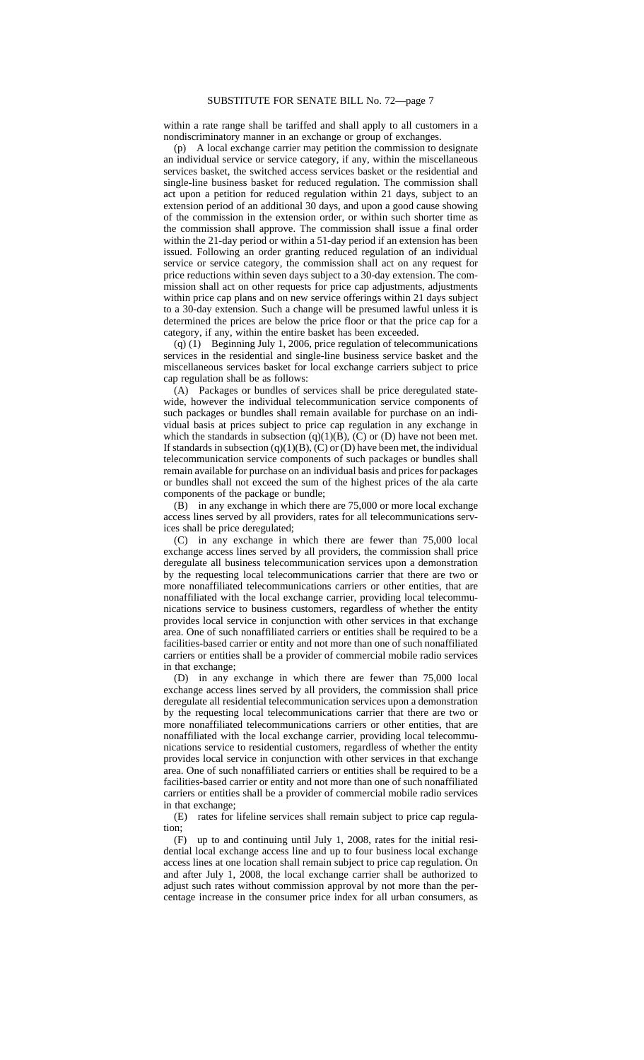within a rate range shall be tariffed and shall apply to all customers in a nondiscriminatory manner in an exchange or group of exchanges.

(p) A local exchange carrier may petition the commission to designate an individual service or service category, if any, within the miscellaneous services basket, the switched access services basket or the residential and single-line business basket for reduced regulation. The commission shall act upon a petition for reduced regulation within 21 days, subject to an extension period of an additional 30 days, and upon a good cause showing of the commission in the extension order, or within such shorter time as the commission shall approve. The commission shall issue a final order within the 21-day period or within a 51-day period if an extension has been issued. Following an order granting reduced regulation of an individual service or service category, the commission shall act on any request for price reductions within seven days subject to a 30-day extension. The commission shall act on other requests for price cap adjustments, adjustments within price cap plans and on new service offerings within 21 days subject to a 30-day extension. Such a change will be presumed lawful unless it is determined the prices are below the price floor or that the price cap for a category, if any, within the entire basket has been exceeded.

(q) (1) Beginning July 1, 2006, price regulation of telecommunications services in the residential and single-line business service basket and the miscellaneous services basket for local exchange carriers subject to price cap regulation shall be as follows:

(A) Packages or bundles of services shall be price deregulated statewide, however the individual telecommunication service components of such packages or bundles shall remain available for purchase on an individual basis at prices subject to price cap regulation in any exchange in which the standards in subsection (q)(1)(B), (C) or (D) have not been met. If standards in subsection (q)(1)(B), (C) or (D) have been met, the individual telecommunication service components of such packages or bundles shall remain available for purchase on an individual basis and prices for packages or bundles shall not exceed the sum of the highest prices of the ala carte components of the package or bundle;

(B) in any exchange in which there are 75,000 or more local exchange access lines served by all providers, rates for all telecommunications services shall be price deregulated;

(C) in any exchange in which there are fewer than 75,000 local exchange access lines served by all providers, the commission shall price deregulate all business telecommunication services upon a demonstration by the requesting local telecommunications carrier that there are two or more nonaffiliated telecommunications carriers or other entities, that are nonaffiliated with the local exchange carrier, providing local telecommunications service to business customers, regardless of whether the entity provides local service in conjunction with other services in that exchange area. One of such nonaffiliated carriers or entities shall be required to be a facilities-based carrier or entity and not more than one of such nonaffiliated carriers or entities shall be a provider of commercial mobile radio services in that exchange;

(D) in any exchange in which there are fewer than 75,000 local exchange access lines served by all providers, the commission shall price deregulate all residential telecommunication services upon a demonstration by the requesting local telecommunications carrier that there are two or more nonaffiliated telecommunications carriers or other entities, that are nonaffiliated with the local exchange carrier, providing local telecommunications service to residential customers, regardless of whether the entity provides local service in conjunction with other services in that exchange area. One of such nonaffiliated carriers or entities shall be required to be a facilities-based carrier or entity and not more than one of such nonaffiliated carriers or entities shall be a provider of commercial mobile radio services in that exchange;

(E) rates for lifeline services shall remain subject to price cap regulation;

(F) up to and continuing until July 1, 2008, rates for the initial residential local exchange access line and up to four business local exchange access lines at one location shall remain subject to price cap regulation. On and after July 1, 2008, the local exchange carrier shall be authorized to adjust such rates without commission approval by not more than the percentage increase in the consumer price index for all urban consumers, as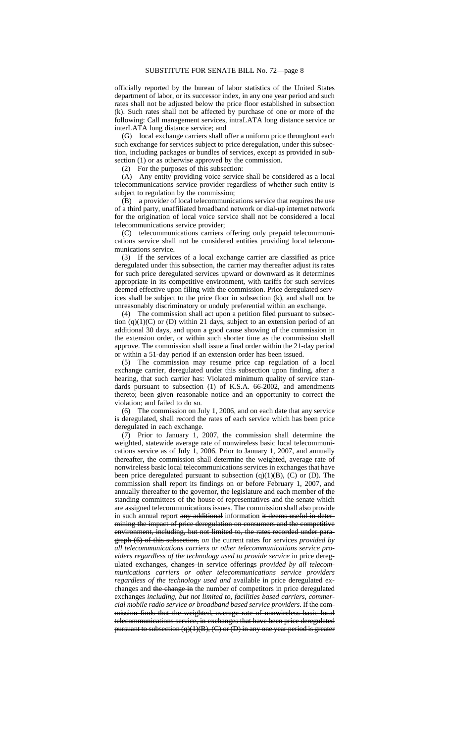officially reported by the bureau of labor statistics of the United States department of labor, or its successor index, in any one year period and such rates shall not be adjusted below the price floor established in subsection (k). Such rates shall not be affected by purchase of one or more of the following: Call management services, intraLATA long distance service or interLATA long distance service; and

(G) local exchange carriers shall offer a uniform price throughout each such exchange for services subject to price deregulation, under this subsection, including packages or bundles of services, except as provided in subsection (1) or as otherwise approved by the commission.

(2) For the purposes of this subsection:

(A) Any entity providing voice service shall be considered as a local telecommunications service provider regardless of whether such entity is subject to regulation by the commission;

(B) a provider of local telecommunications service that requires the use of a third party, unaffiliated broadband network or dial-up internet network for the origination of local voice service shall not be considered a local telecommunications service provider;

(C) telecommunications carriers offering only prepaid telecommunications service shall not be considered entities providing local telecommunications service.

(3) If the services of a local exchange carrier are classified as price deregulated under this subsection, the carrier may thereafter adjust its rates for such price deregulated services upward or downward as it determines appropriate in its competitive environment, with tariffs for such services deemed effective upon filing with the commission. Price deregulated services shall be subject to the price floor in subsection (k), and shall not be unreasonably discriminatory or unduly preferential within an exchange.

(4) The commission shall act upon a petition filed pursuant to subsection (q)(1)(C) or (D) within 21 days, subject to an extension period of an additional 30 days, and upon a good cause showing of the commission in the extension order, or within such shorter time as the commission shall approve. The commission shall issue a final order within the 21-day period or within a 51-day period if an extension order has been issued.

(5) The commission may resume price cap regulation of a local exchange carrier, deregulated under this subsection upon finding, after a hearing, that such carrier has: Violated minimum quality of service standards pursuant to subsection (l) of K.S.A. 66-2002, and amendments thereto; been given reasonable notice and an opportunity to correct the violation; and failed to do so.

(6) The commission on July 1, 2006, and on each date that any service is deregulated, shall record the rates of each service which has been price deregulated in each exchange.

(7) Prior to January 1, 2007, the commission shall determine the weighted, statewide average rate of nonwireless basic local telecommunications service as of July 1, 2006. Prior to January 1, 2007, and annually thereafter, the commission shall determine the weighted, average rate of nonwireless basic local telecommunications services in exchanges that have been price deregulated pursuant to subsection (q)(1)(B), (C) or (D). The commission shall report its findings on or before February 1, 2007, and annually thereafter to the governor, the legislature and each member of the standing committees of the house of representatives and the senate which are assigned telecommunications issues. The commission shall also provide in such annual report ~~any additional~~ information ~~it deems useful in determining the impact of price deregulation on consumers and the competitive environment, including, but not limited to, the rates recorded under paragraph (6) of this subsection,~~ *on* the current rates for services *provided by all telecommunications carriers or other telecommunications service providers regardless of the technology used to provide service* in price deregulated exchanges, ~~changes in~~ service offerings *provided by all telecommunications carriers or other telecommunications service providers regardless of the technology used and* available in price deregulated exchanges and ~~the change in~~ the number of competitors in price deregulated exchanges *including, but not limited to, facilities based carriers, commercial mobile radio service or broadband based service providers*. ~~If the commission finds that the weighted, average rate of nonwireless basic local telecommunications service, in exchanges that have been price deregulated pursuant to subsection (q)(1)(B), (C) or (D) in any one year period is greater~~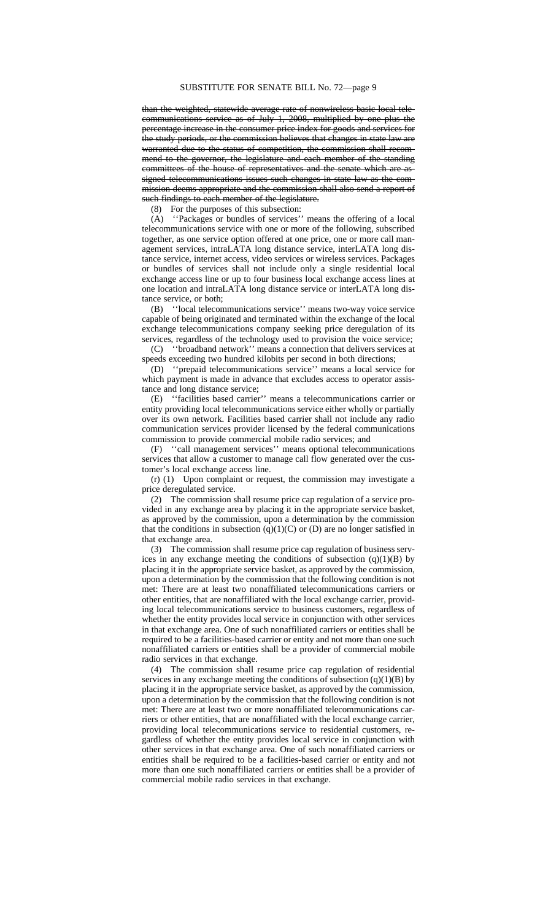~~than the weighted, statewide average rate of nonwireless basic local telecommunications service as of July 1, 2008, multiplied by one plus the percentage increase in the consumer price index for goods and services for the study periods, or the commission believes that changes in state law are warranted due to the status of competition, the commission shall recommend to the governor, the legislature and each member of the standing committees of the house of representatives and the senate which are assigned telecommunications issues such changes in state law as the commission deems appropriate and the commission shall also send a report of such findings to each member of the legislature.~~

(8) For the purposes of this subsection:

(A) ''Packages or bundles of services'' means the offering of a local telecommunications service with one or more of the following, subscribed together, as one service option offered at one price, one or more call management services, intraLATA long distance service, interLATA long distance service, internet access, video services or wireless services. Packages or bundles of services shall not include only a single residential local exchange access line or up to four business local exchange access lines at one location and intraLATA long distance service or interLATA long distance service, or both;

(B) ''local telecommunications service'' means two-way voice service capable of being originated and terminated within the exchange of the local exchange telecommunications company seeking price deregulation of its services, regardless of the technology used to provision the voice service;

(C) ''broadband network'' means a connection that delivers services at speeds exceeding two hundred kilobits per second in both directions;

(D) ''prepaid telecommunications service'' means a local service for which payment is made in advance that excludes access to operator assistance and long distance service;

(E) ''facilities based carrier'' means a telecommunications carrier or entity providing local telecommunications service either wholly or partially over its own network. Facilities based carrier shall not include any radio communication services provider licensed by the federal communications commission to provide commercial mobile radio services; and

(F) ''call management services'' means optional telecommunications services that allow a customer to manage call flow generated over the customer's local exchange access line.

(r) (1) Upon complaint or request, the commission may investigate a price deregulated service.

(2) The commission shall resume price cap regulation of a service provided in any exchange area by placing it in the appropriate service basket, as approved by the commission, upon a determination by the commission that the conditions in subsection (q)(1)(C) or (D) are no longer satisfied in that exchange area.

(3) The commission shall resume price cap regulation of business services in any exchange meeting the conditions of subsection (q)(1)(B) by placing it in the appropriate service basket, as approved by the commission, upon a determination by the commission that the following condition is not met: There are at least two nonaffiliated telecommunications carriers or other entities, that are nonaffiliated with the local exchange carrier, providing local telecommunications service to business customers, regardless of whether the entity provides local service in conjunction with other services in that exchange area. One of such nonaffiliated carriers or entities shall be required to be a facilities-based carrier or entity and not more than one such nonaffiliated carriers or entities shall be a provider of commercial mobile radio services in that exchange.

(4) The commission shall resume price cap regulation of residential services in any exchange meeting the conditions of subsection (q)(1)(B) by placing it in the appropriate service basket, as approved by the commission, upon a determination by the commission that the following condition is not met: There are at least two or more nonaffiliated telecommunications carriers or other entities, that are nonaffiliated with the local exchange carrier, providing local telecommunications service to residential customers, regardless of whether the entity provides local service in conjunction with other services in that exchange area. One of such nonaffiliated carriers or entities shall be required to be a facilities-based carrier or entity and not more than one such nonaffiliated carriers or entities shall be a provider of commercial mobile radio services in that exchange.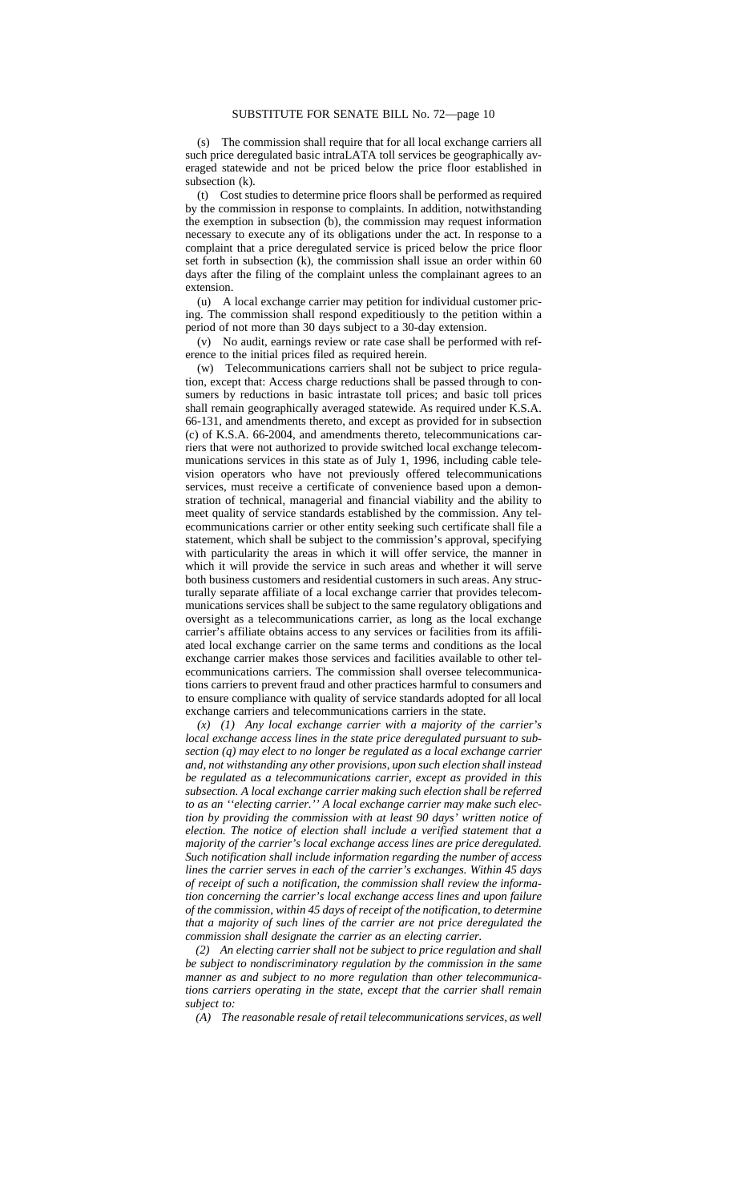(s) The commission shall require that for all local exchange carriers all such price deregulated basic intraLATA toll services be geographically averaged statewide and not be priced below the price floor established in subsection (k).

(t) Cost studies to determine price floors shall be performed as required by the commission in response to complaints. In addition, notwithstanding the exemption in subsection (b), the commission may request information necessary to execute any of its obligations under the act. In response to a complaint that a price deregulated service is priced below the price floor set forth in subsection (k), the commission shall issue an order within 60 days after the filing of the complaint unless the complainant agrees to an extension.

(u) A local exchange carrier may petition for individual customer pricing. The commission shall respond expeditiously to the petition within a period of not more than 30 days subject to a 30-day extension.

(v) No audit, earnings review or rate case shall be performed with reference to the initial prices filed as required herein.

(w) Telecommunications carriers shall not be subject to price regulation, except that: Access charge reductions shall be passed through to consumers by reductions in basic intrastate toll prices; and basic toll prices shall remain geographically averaged statewide. As required under K.S.A. 66-131, and amendments thereto, and except as provided for in subsection (c) of K.S.A. 66-2004, and amendments thereto, telecommunications carriers that were not authorized to provide switched local exchange telecommunications services in this state as of July 1, 1996, including cable television operators who have not previously offered telecommunications services, must receive a certificate of convenience based upon a demonstration of technical, managerial and financial viability and the ability to meet quality of service standards established by the commission. Any telecommunications carrier or other entity seeking such certificate shall file a statement, which shall be subject to the commission's approval, specifying with particularity the areas in which it will offer service, the manner in which it will provide the service in such areas and whether it will serve both business customers and residential customers in such areas. Any structurally separate affiliate of a local exchange carrier that provides telecommunications services shall be subject to the same regulatory obligations and oversight as a telecommunications carrier, as long as the local exchange carrier's affiliate obtains access to any services or facilities from its affiliated local exchange carrier on the same terms and conditions as the local exchange carrier makes those services and facilities available to other telecommunications carriers. The commission shall oversee telecommunications carriers to prevent fraud and other practices harmful to consumers and to ensure compliance with quality of service standards adopted for all local exchange carriers and telecommunications carriers in the state.

*(x) (1) Any local exchange carrier with a majority of the carrier's local exchange access lines in the state price deregulated pursuant to subsection (q) may elect to no longer be regulated as a local exchange carrier and, not withstanding any other provisions, upon such election shall instead be regulated as a telecommunications carrier, except as provided in this subsection. A local exchange carrier making such election shall be referred to as an ''electing carrier.'' A local exchange carrier may make such election by providing the commission with at least 90 days' written notice of election. The notice of election shall include a verified statement that a majority of the carrier's local exchange access lines are price deregulated. Such notification shall include information regarding the number of access lines the carrier serves in each of the carrier's exchanges. Within 45 days of receipt of such a notification, the commission shall review the information concerning the carrier's local exchange access lines and upon failure of the commission, within 45 days of receipt of the notification, to determine that a majority of such lines of the carrier are not price deregulated the commission shall designate the carrier as an electing carrier.*

*(2) An electing carrier shall not be subject to price regulation and shall be subject to nondiscriminatory regulation by the commission in the same manner as and subject to no more regulation than other telecommunications carriers operating in the state, except that the carrier shall remain subject to:*

*(A) The reasonable resale of retail telecommunications services, as well*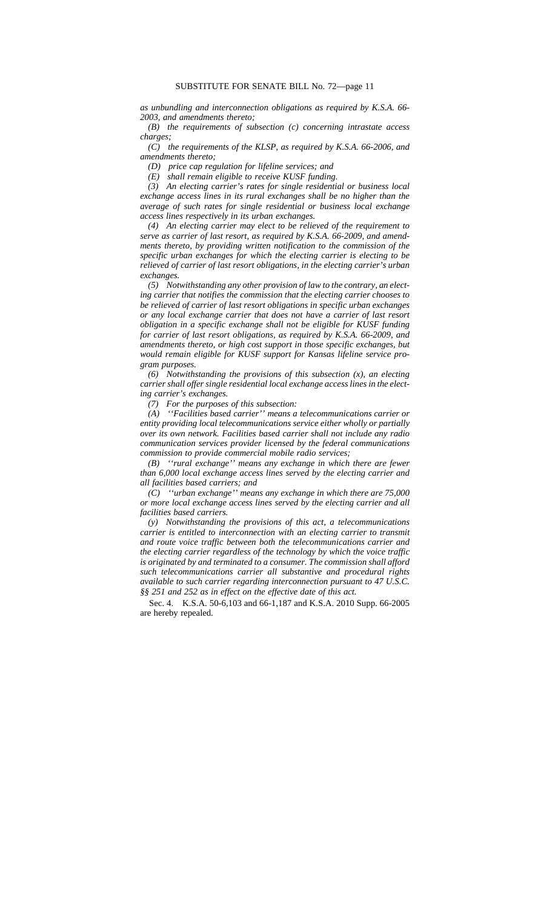*as unbundling and interconnection obligations as required by K.S.A. 66-2003, and amendments thereto;*

*(B) the requirements of subsection (c) concerning intrastate access charges;*

*(C) the requirements of the KLSP, as required by K.S.A. 66-2006, and amendments thereto;*

*(D) price cap regulation for lifeline services; and*

*(E) shall remain eligible to receive KUSF funding.*

*(3) An electing carrier's rates for single residential or business local exchange access lines in its rural exchanges shall be no higher than the average of such rates for single residential or business local exchange access lines respectively in its urban exchanges.*

*(4) An electing carrier may elect to be relieved of the requirement to serve as carrier of last resort, as required by K.S.A. 66-2009, and amendments thereto, by providing written notification to the commission of the specific urban exchanges for which the electing carrier is electing to be relieved of carrier of last resort obligations, in the electing carrier's urban exchanges.*

*(5) Notwithstanding any other provision of law to the contrary, an electing carrier that notifies the commission that the electing carrier chooses to be relieved of carrier of last resort obligations in specific urban exchanges or any local exchange carrier that does not have a carrier of last resort obligation in a specific exchange shall not be eligible for KUSF funding for carrier of last resort obligations, as required by K.S.A. 66-2009, and amendments thereto, or high cost support in those specific exchanges, but would remain eligible for KUSF support for Kansas lifeline service program purposes.*

*(6) Notwithstanding the provisions of this subsection (x), an electing carrier shall offer single residential local exchange access lines in the electing carrier's exchanges.*

*(7) For the purposes of this subsection:*

*(A) ''Facilities based carrier'' means a telecommunications carrier or entity providing local telecommunications service either wholly or partially over its own network. Facilities based carrier shall not include any radio communication services provider licensed by the federal communications commission to provide commercial mobile radio services;*

*(B) ''rural exchange'' means any exchange in which there are fewer than 6,000 local exchange access lines served by the electing carrier and all facilities based carriers; and*

*(C) ''urban exchange'' means any exchange in which there are 75,000 or more local exchange access lines served by the electing carrier and all facilities based carriers.*

*(y) Notwithstanding the provisions of this act, a telecommunications carrier is entitled to interconnection with an electing carrier to transmit and route voice traffic between both the telecommunications carrier and the electing carrier regardless of the technology by which the voice traffic is originated by and terminated to a consumer. The commission shall afford such telecommunications carrier all substantive and procedural rights available to such carrier regarding interconnection pursuant to 47 U.S.C. §§ 251 and 252 as in effect on the effective date of this act.*

Sec. 4. K.S.A. 50-6,103 and 66-1,187 and K.S.A. 2010 Supp. 66-2005 are hereby repealed.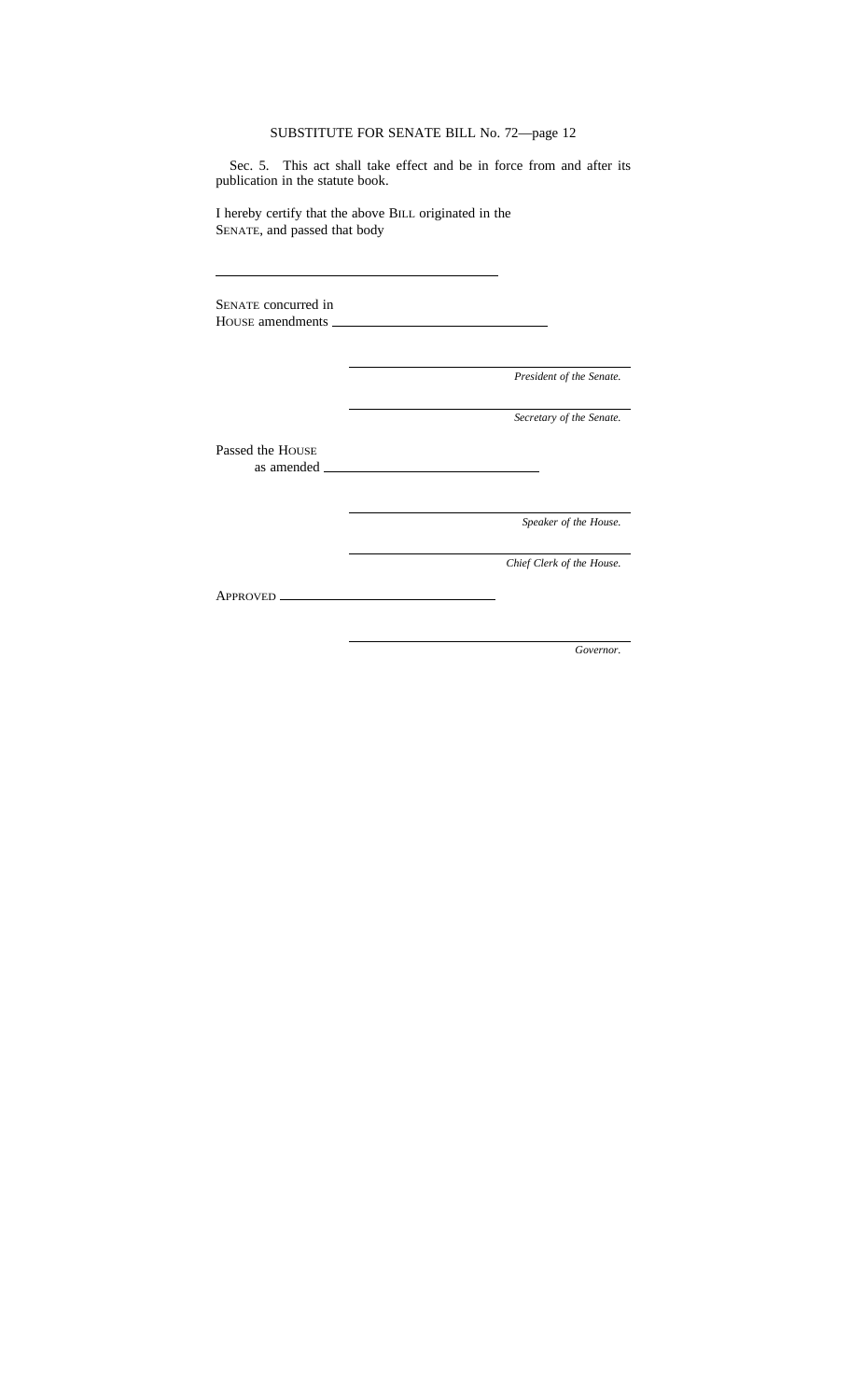Sec. 5. This act shall take effect and be in force from and after its publication in the statute book.

I hereby certify that the above BILL originated in the SENATE, and passed that body

\_\_\_\_\_\_\_\_\_\_\_\_\_\_\_\_\_\_\_\_\_\_\_\_\_\_\_\_\_\_\_\_\_\_\_\_\_\_\_\_

SENATE concurred in
HOUSE amendments \_\_\_\_\_\_\_\_\_\_\_\_\_\_\_\_\_\_\_\_\_\_\_\_\_\_\_\_\_\_

\_\_\_\_\_\_\_\_\_\_\_\_\_\_\_\_\_\_\_\_\_\_\_\_\_\_\_\_\_\_\_\_\_\_\_\_\_\_\_\_
*President of the Senate.*

\_\_\_\_\_\_\_\_\_\_\_\_\_\_\_\_\_\_\_\_\_\_\_\_\_\_\_\_\_\_\_\_\_\_\_\_\_\_\_\_
*Secretary of the Senate.*

Passed the HOUSE
as amended \_\_\_\_\_\_\_\_\_\_\_\_\_\_\_\_\_\_\_\_\_\_\_\_\_\_\_\_\_\_

\_\_\_\_\_\_\_\_\_\_\_\_\_\_\_\_\_\_\_\_\_\_\_\_\_\_\_\_\_\_\_\_\_\_\_\_\_\_\_\_
*Speaker of the House.*

\_\_\_\_\_\_\_\_\_\_\_\_\_\_\_\_\_\_\_\_\_\_\_\_\_\_\_\_\_\_\_\_\_\_\_\_\_\_\_\_
*Chief Clerk of the House.*

APPROVED \_\_\_\_\_\_\_\_\_\_\_\_\_\_\_\_\_\_\_\_\_\_\_\_\_\_\_\_\_\_

\_\_\_\_\_\_\_\_\_\_\_\_\_\_\_\_\_\_\_\_\_\_\_\_\_\_\_\_\_\_\_\_\_\_\_\_\_\_\_\_
*Governor.*